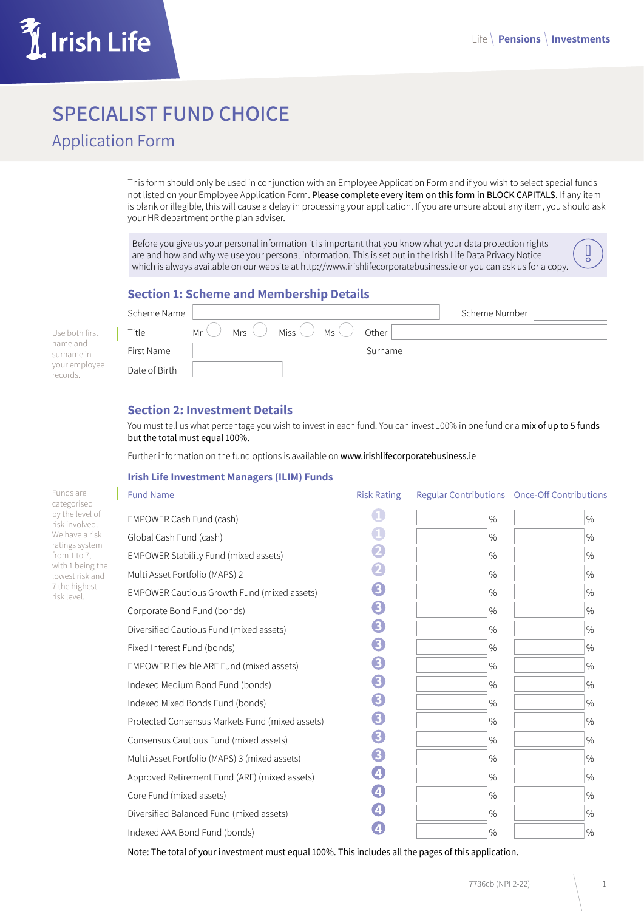Irish Life

Life | **Pensions** | **Investments**

# SPECIALIST FUND CHOICE

## Application Form

This form should only be used in conjunction with an Employee Application Form and if you wish to select special funds not listed on your Employee Application Form. **Please complete every item on this form in BLOCK CAPITALS.** If any item is blank or illegible, this will cause a delay in processing your application. If you are unsure about any item, you should ask your HR department or the plan adviser.

Before you give us your personal information it is important that you know what your data protection rights are and how and why we use your personal information. This is set out in the Irish Life Data Privacy Notice which is always available on our website at http://www.irishlifecorporatebusiness.ie or you can ask us for a copy.

### Section 1: Scheme and Membership Details

Use both first name and surname in your employee records.

| | | | |
|---|---|---|---|
| Scheme Name | | Scheme Number | |
| Title | Mr ◯ Mrs ◯ Miss ◯ Ms ◯ | Other | |
| First Name | | Surname | |
| Date of Birth | | | |

### Section 2: Investment Details

You must tell us what percentage you wish to invest in each fund. You can invest 100% in one fund or a **mix of up to 5 funds but the total must equal 100%.**

Further information on the fund options is available on **www.irishlifecorporatebusiness.ie**

#### Irish Life Investment Managers (ILIM) Funds

Funds are categorised by the level of risk involved. We have a risk ratings system from 1 to 7, with 1 being the lowest risk and 7 the highest risk level.

| Fund Name | Risk Rating | Regular Contributions | Once-Off Contributions |
|---|---|---|---|
| EMPOWER Cash Fund (cash) | 1 | % | % |
| Global Cash Fund (cash) | 1 | % | % |
| EMPOWER Stability Fund (mixed assets) | 2 | % | % |
| Multi Asset Portfolio (MAPS) 2 | 2 | % | % |
| EMPOWER Cautious Growth Fund (mixed assets) | 3 | % | % |
| Corporate Bond Fund (bonds) | 3 | % | % |
| Diversified Cautious Fund (mixed assets) | 3 | % | % |
| Fixed Interest Fund (bonds) | 3 | % | % |
| EMPOWER Flexible ARF Fund (mixed assets) | 3 | % | % |
| Indexed Medium Bond Fund (bonds) | 3 | % | % |
| Indexed Mixed Bonds Fund (bonds) | 3 | % | % |
| Protected Consensus Markets Fund (mixed assets) | 3 | % | % |
| Consensus Cautious Fund (mixed assets) | 3 | % | % |
| Multi Asset Portfolio (MAPS) 3 (mixed assets) | 3 | % | % |
| Approved Retirement Fund (ARF) (mixed assets) | 4 | % | % |
| Core Fund (mixed assets) | 4 | % | % |
| Diversified Balanced Fund (mixed assets) | 4 | % | % |
| Indexed AAA Bond Fund (bonds) | 4 | % | % |

Note: The total of your investment must equal 100%. This includes all the pages of this application.

7736cb (NPI 2-22)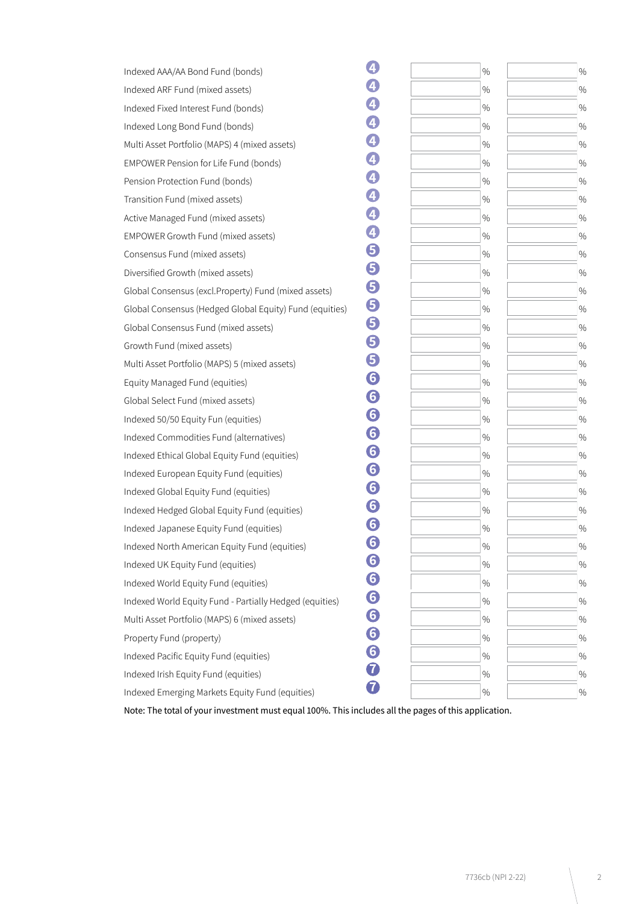| Fund | Risk | | |
|---|---|---|---|
| Indexed AAA/AA Bond Fund (bonds) | 4 | % | % |
| Indexed ARF Fund (mixed assets) | 4 | % | % |
| Indexed Fixed Interest Fund (bonds) | 4 | % | % |
| Indexed Long Bond Fund (bonds) | 4 | % | % |
| Multi Asset Portfolio (MAPS) 4 (mixed assets) | 4 | % | % |
| EMPOWER Pension for Life Fund (bonds) | 4 | % | % |
| Pension Protection Fund (bonds) | 4 | % | % |
| Transition Fund (mixed assets) | 4 | % | % |
| Active Managed Fund (mixed assets) | 4 | % | % |
| EMPOWER Growth Fund (mixed assets) | 4 | % | % |
| Consensus Fund (mixed assets) | 5 | % | % |
| Diversified Growth (mixed assets) | 5 | % | % |
| Global Consensus (excl.Property) Fund (mixed assets) | 5 | % | % |
| Global Consensus (Hedged Global Equity) Fund (equities) | 5 | % | % |
| Global Consensus Fund (mixed assets) | 5 | % | % |
| Growth Fund (mixed assets) | 5 | % | % |
| Multi Asset Portfolio (MAPS) 5 (mixed assets) | 5 | % | % |
| Equity Managed Fund (equities) | 6 | % | % |
| Global Select Fund (mixed assets) | 6 | % | % |
| Indexed 50/50 Equity Fun (equities) | 6 | % | % |
| Indexed Commodities Fund (alternatives) | 6 | % | % |
| Indexed Ethical Global Equity Fund (equities) | 6 | % | % |
| Indexed European Equity Fund (equities) | 6 | % | % |
| Indexed Global Equity Fund (equities) | 6 | % | % |
| Indexed Hedged Global Equity Fund (equities) | 6 | % | % |
| Indexed Japanese Equity Fund (equities) | 6 | % | % |
| Indexed North American Equity Fund (equities) | 6 | % | % |
| Indexed UK Equity Fund (equities) | 6 | % | % |
| Indexed World Equity Fund (equities) | 6 | % | % |
| Indexed World Equity Fund - Partially Hedged (equities) | 6 | % | % |
| Multi Asset Portfolio (MAPS) 6 (mixed assets) | 6 | % | % |
| Property Fund (property) | 6 | % | % |
| Indexed Pacific Equity Fund (equities) | 6 | % | % |
| Indexed Irish Equity Fund (equities) | 7 | % | % |
| Indexed Emerging Markets Equity Fund (equities) | 7 | % | % |

Note: The total of your investment must equal 100%. This includes all the pages of this application.

7736cb (NPI 2-22)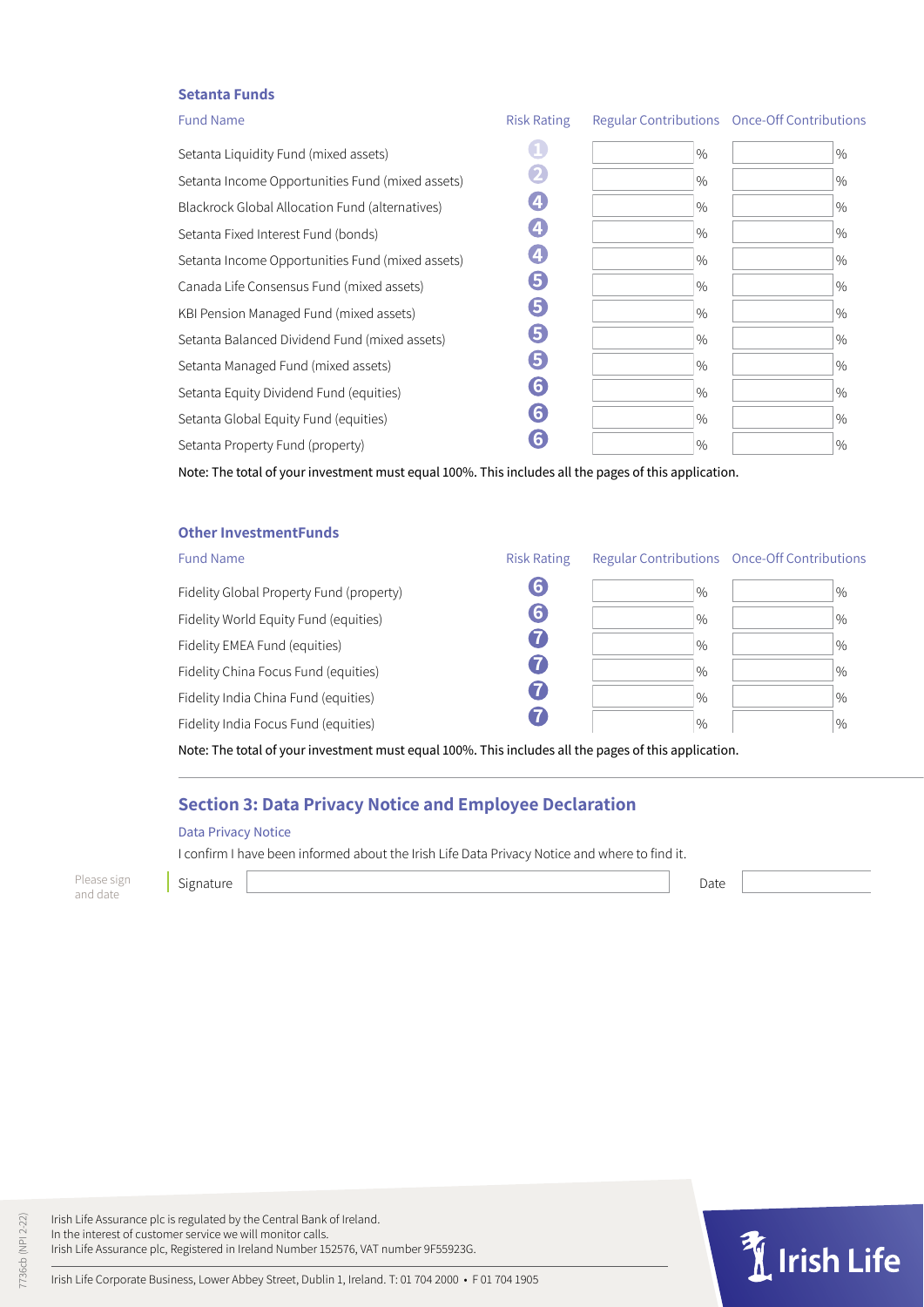### Setanta Funds

| Fund Name | Risk Rating | Regular Contributions | Once-Off Contributions |
|---|---|---|---|
| Setanta Liquidity Fund (mixed assets) | 1 | % | % |
| Setanta Income Opportunities Fund (mixed assets) | 2 | % | % |
| Blackrock Global Allocation Fund (alternatives) | 4 | % | % |
| Setanta Fixed Interest Fund (bonds) | 4 | % | % |
| Setanta Income Opportunities Fund (mixed assets) | 4 | % | % |
| Canada Life Consensus Fund (mixed assets) | 5 | % | % |
| KBI Pension Managed Fund (mixed assets) | 5 | % | % |
| Setanta Balanced Dividend Fund (mixed assets) | 5 | % | % |
| Setanta Managed Fund (mixed assets) | 5 | % | % |
| Setanta Equity Dividend Fund (equities) | 6 | % | % |
| Setanta Global Equity Fund (equities) | 6 | % | % |
| Setanta Property Fund (property) | 6 | % | % |

Note: The total of your investment must equal 100%. This includes all the pages of this application.

### Other InvestmentFunds

| Fund Name | Risk Rating | Regular Contributions | Once-Off Contributions |
|---|---|---|---|
| Fidelity Global Property Fund (property) | 6 | % | % |
| Fidelity World Equity Fund (equities) | 6 | % | % |
| Fidelity EMEA Fund (equities) | 7 | % | % |
| Fidelity China Focus Fund (equities) | 7 | % | % |
| Fidelity India China Fund (equities) | 7 | % | % |
| Fidelity India Focus Fund (equities) | 7 | % | % |

Note: The total of your investment must equal 100%. This includes all the pages of this application.

## Section 3: Data Privacy Notice and Employee Declaration

#### Data Privacy Notice

I confirm I have been informed about the Irish Life Data Privacy Notice and where to find it.

Please sign and date

Signature ______________________ Date __________

Irish Life Assurance plc is regulated by the Central Bank of Ireland.
In the interest of customer service we will monitor calls.
Irish Life Assurance plc, Registered in Ireland Number 152576, VAT number 9F55923G.

Irish Life Corporate Business, Lower Abbey Street, Dublin 1, Ireland. T: 01 704 2000 • F 01 704 1905

7736cb (NPI 2-22)

Irish Life